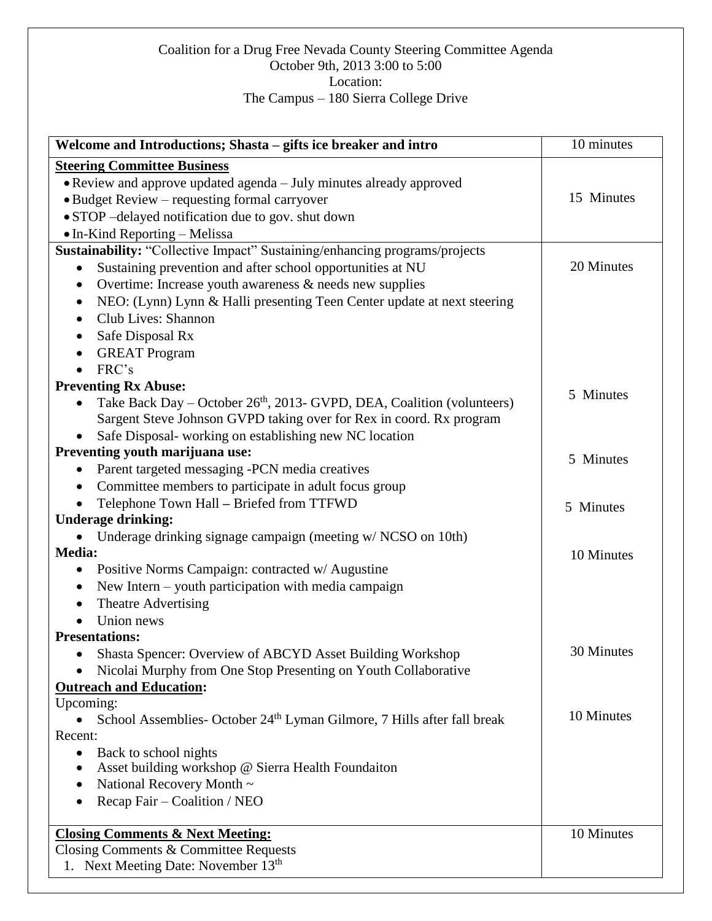Coalition for a Drug Free Nevada County Steering Committee Agenda
October 9th, 2013 3:00 to 5:00
Location:
The Campus – 180 Sierra College Drive

| **Welcome and Introductions; Shasta – gifts ice breaker and intro** | 10 minutes |
|---|---|
| **Steering Committee Business**<br>• Review and approve updated agenda – July minutes already approved<br>• Budget Review – requesting formal carryover<br>• STOP –delayed notification due to gov. shut down<br>• In-Kind Reporting – Melissa | 15 Minutes |
| **Sustainability:** "Collective Impact" Sustaining/enhancing programs/projects<br>• Sustaining prevention and after school opportunities at NU<br>• Overtime: Increase youth awareness & needs new supplies<br>• NEO: (Lynn) Lynn & Halli presenting Teen Center update at next steering<br>• Club Lives: Shannon<br>• Safe Disposal Rx<br>• GREAT Program<br>• FRC's | 20 Minutes |
| **Preventing Rx Abuse:**<br>• Take Back Day – October 26th, 2013- GVPD, DEA, Coalition (volunteers) Sargent Steve Johnson GVPD taking over for Rex in coord. Rx program<br>• Safe Disposal- working on establishing new NC location | 5 Minutes |
| **Preventing youth marijuana use:**<br>• Parent targeted messaging -PCN media creatives<br>• Committee members to participate in adult focus group<br>• Telephone Town Hall – Briefed from TTFWD | 5 Minutes |
| **Underage drinking:**<br>• Underage drinking signage campaign (meeting w/ NCSO on 10th) | 5 Minutes |
| **Media:**<br>• Positive Norms Campaign: contracted w/ Augustine<br>• New Intern – youth participation with media campaign<br>• Theatre Advertising<br>• Union news | 10 Minutes |
| **Presentations:**<br>• Shasta Spencer: Overview of ABCYD Asset Building Workshop<br>• Nicolai Murphy from One Stop Presenting on Youth Collaborative | 30 Minutes |
| **Outreach and Education:**<br>Upcoming:<br>• School Assemblies- October 24th Lyman Gilmore, 7 Hills after fall break<br>Recent:<br>• Back to school nights<br>• Asset building workshop @ Sierra Health Foundaiton<br>• National Recovery Month ~<br>• Recap Fair – Coalition / NEO | 10 Minutes |
| **Closing Comments & Next Meeting:**<br>Closing Comments & Committee Requests<br>1. Next Meeting Date: November 13th | 10 Minutes |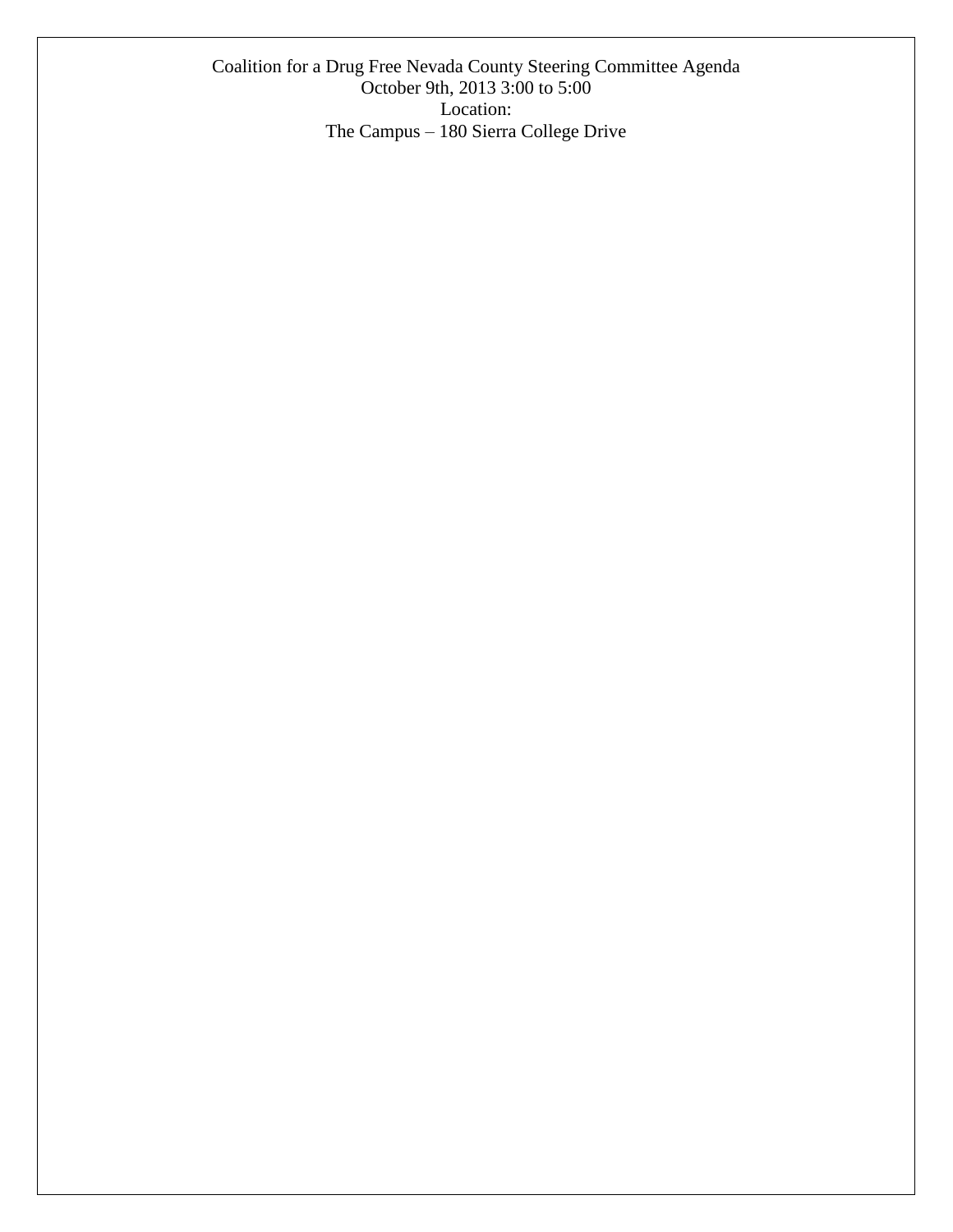Coalition for a Drug Free Nevada County Steering Committee Agenda
October 9th, 2013 3:00 to 5:00
Location:
The Campus – 180 Sierra College Drive